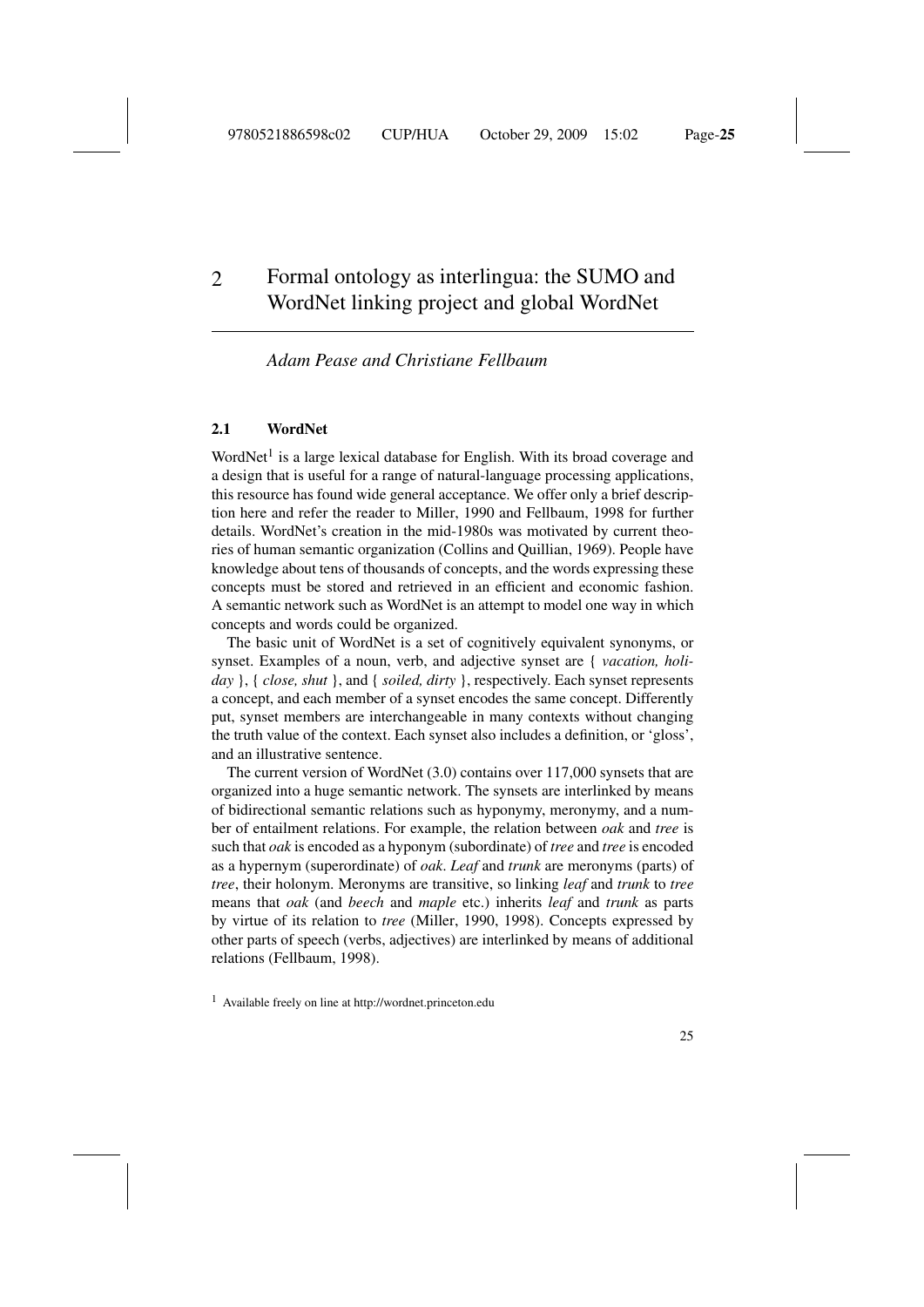# 2 Formal ontology as interlingua: the SUMO and WordNet linking project and global WordNet

*Adam Pease and Christiane Fellbaum*

## 2.1 WordNet

WordNet[1] is a large lexical database for English. With its broad coverage and a design that is useful for a range of natural-language processing applications, this resource has found wide general acceptance. We offer only a brief description here and refer the reader to Miller, 1990 and Fellbaum, 1998 for further details. WordNet's creation in the mid-1980s was motivated by current theories of human semantic organization (Collins and Quillian, 1969). People have knowledge about tens of thousands of concepts, and the words expressing these concepts must be stored and retrieved in an efficient and economic fashion. A semantic network such as WordNet is an attempt to model one way in which concepts and words could be organized.

The basic unit of WordNet is a set of cognitively equivalent synonyms, or synset. Examples of a noun, verb, and adjective synset are { *vacation, holiday* }, { *close, shut* }, and { *soiled, dirty* }, respectively. Each synset represents a concept, and each member of a synset encodes the same concept. Differently put, synset members are interchangeable in many contexts without changing the truth value of the context. Each synset also includes a definition, or 'gloss', and an illustrative sentence.

The current version of WordNet (3.0) contains over 117,000 synsets that are organized into a huge semantic network. The synsets are interlinked by means of bidirectional semantic relations such as hyponymy, meronymy, and a number of entailment relations. For example, the relation between *oak* and *tree* is such that *oak* is encoded as a hyponym (subordinate) of *tree* and *tree* is encoded as a hypernym (superordinate) of *oak*. *Leaf* and *trunk* are meronyms (parts) of *tree*, their holonym. Meronyms are transitive, so linking *leaf* and *trunk* to *tree* means that *oak* (and *beech* and *maple* etc.) inherits *leaf* and *trunk* as parts by virtue of its relation to *tree* (Miller, 1990, 1998). Concepts expressed by other parts of speech (verbs, adjectives) are interlinked by means of additional relations (Fellbaum, 1998).

[1] Available freely on line at http://wordnet.princeton.edu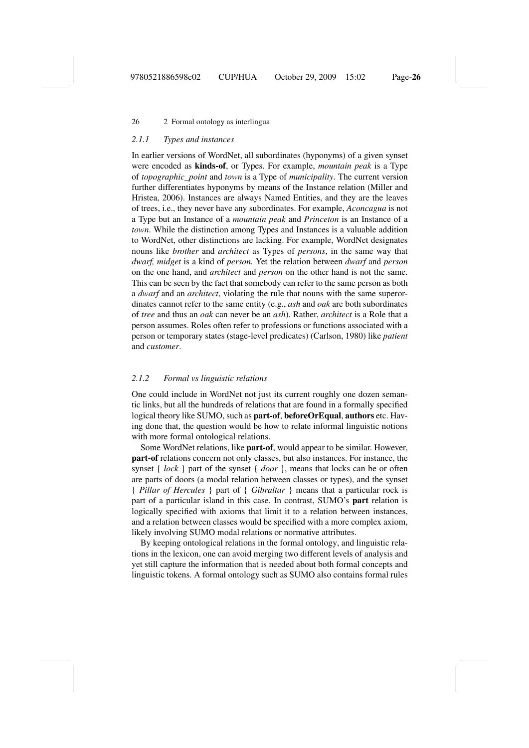### 2.1.1 *Types and instances*

In earlier versions of WordNet, all subordinates (hyponyms) of a given synset were encoded as **kinds-of**, or Types. For example, *mountain peak* is a Type of *topographic_point* and *town* is a Type of *municipality*. The current version further differentiates hyponyms by means of the Instance relation (Miller and Hristea, 2006). Instances are always Named Entities, and they are the leaves of trees, i.e., they never have any subordinates. For example, *Aconcagua* is not a Type but an Instance of a *mountain peak* and *Princeton* is an Instance of a *town*. While the distinction among Types and Instances is a valuable addition to WordNet, other distinctions are lacking. For example, WordNet designates nouns like *brother* and *architect* as Types of *persons*, in the same way that *dwarf, midget* is a kind of *person.* Yet the relation between *dwarf* and *person* on the one hand, and *architect* and *person* on the other hand is not the same. This can be seen by the fact that somebody can refer to the same person as both a *dwarf* and an *architect*, violating the rule that nouns with the same superordinates cannot refer to the same entity (e.g., *ash* and *oak* are both subordinates of *tree* and thus an *oak* can never be an *ash*). Rather, *architect* is a Role that a person assumes. Roles often refer to professions or functions associated with a person or temporary states (stage-level predicates) (Carlson, 1980) like *patient* and *customer*.

### 2.1.2 *Formal vs linguistic relations*

One could include in WordNet not just its current roughly one dozen semantic links, but all the hundreds of relations that are found in a formally specified logical theory like SUMO, such as **part-of**, **beforeOrEqual**, **authors** etc. Having done that, the question would be how to relate informal linguistic notions with more formal ontological relations.

Some WordNet relations, like **part-of**, would appear to be similar. However, **part-of** relations concern not only classes, but also instances. For instance, the synset { *lock* } part of the synset { *door* }, means that locks can be or often are parts of doors (a modal relation between classes or types), and the synset { *Pillar of Hercules* } part of { *Gibraltar* } means that a particular rock is part of a particular island in this case. In contrast, SUMO's **part** relation is logically specified with axioms that limit it to a relation between instances, and a relation between classes would be specified with a more complex axiom, likely involving SUMO modal relations or normative attributes.

By keeping ontological relations in the formal ontology, and linguistic relations in the lexicon, one can avoid merging two different levels of analysis and yet still capture the information that is needed about both formal concepts and linguistic tokens. A formal ontology such as SUMO also contains formal rules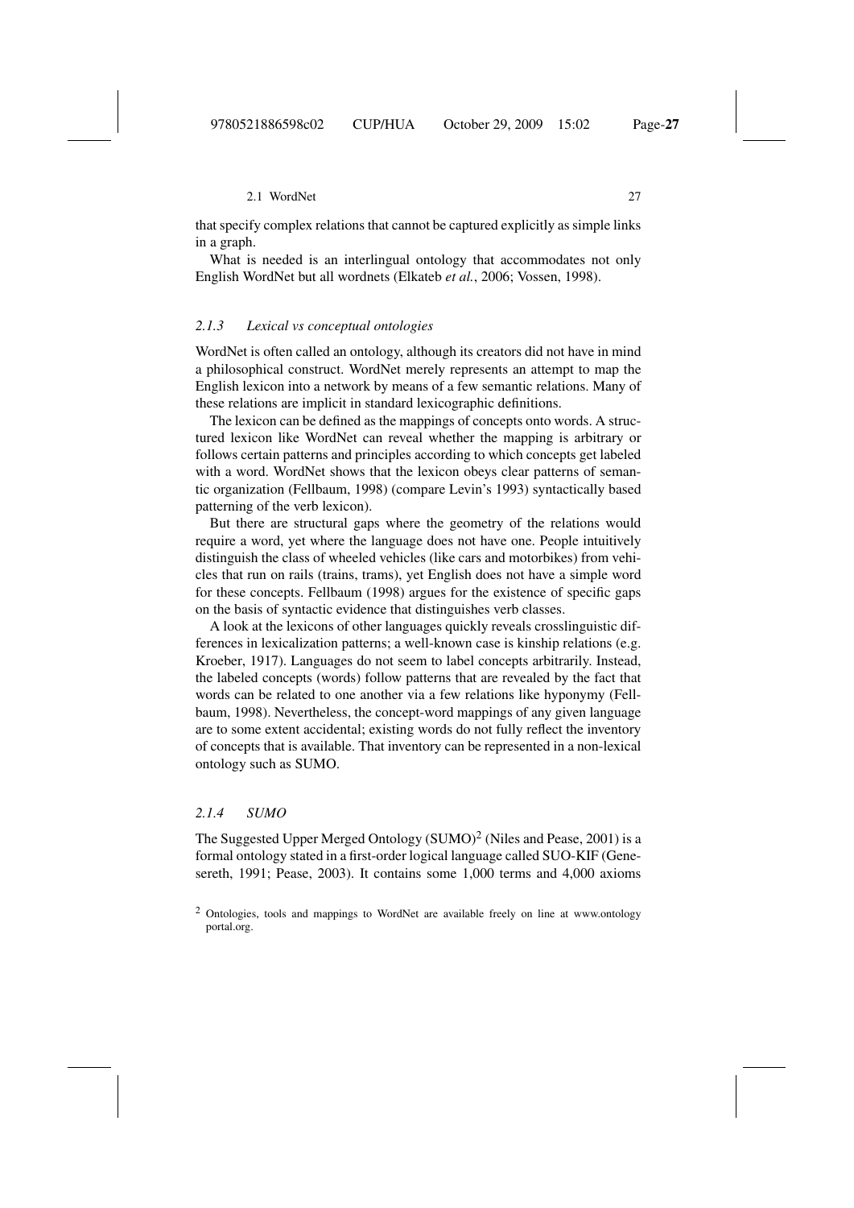that specify complex relations that cannot be captured explicitly as simple links in a graph.

What is needed is an interlingual ontology that accommodates not only English WordNet but all wordnets (Elkateb *et al.*, 2006; Vossen, 1998).

### *2.1.3 Lexical vs conceptual ontologies*

WordNet is often called an ontology, although its creators did not have in mind a philosophical construct. WordNet merely represents an attempt to map the English lexicon into a network by means of a few semantic relations. Many of these relations are implicit in standard lexicographic definitions.

The lexicon can be defined as the mappings of concepts onto words. A structured lexicon like WordNet can reveal whether the mapping is arbitrary or follows certain patterns and principles according to which concepts get labeled with a word. WordNet shows that the lexicon obeys clear patterns of semantic organization (Fellbaum, 1998) (compare Levin's 1993) syntactically based patterning of the verb lexicon).

But there are structural gaps where the geometry of the relations would require a word, yet where the language does not have one. People intuitively distinguish the class of wheeled vehicles (like cars and motorbikes) from vehicles that run on rails (trains, trams), yet English does not have a simple word for these concepts. Fellbaum (1998) argues for the existence of specific gaps on the basis of syntactic evidence that distinguishes verb classes.

A look at the lexicons of other languages quickly reveals crosslinguistic differences in lexicalization patterns; a well-known case is kinship relations (e.g. Kroeber, 1917). Languages do not seem to label concepts arbitrarily. Instead, the labeled concepts (words) follow patterns that are revealed by the fact that words can be related to one another via a few relations like hyponymy (Fellbaum, 1998). Nevertheless, the concept-word mappings of any given language are to some extent accidental; existing words do not fully reflect the inventory of concepts that is available. That inventory can be represented in a non-lexical ontology such as SUMO.

### *2.1.4 SUMO*

The Suggested Upper Merged Ontology (SUMO)[2] (Niles and Pease, 2001) is a formal ontology stated in a first-order logical language called SUO-KIF (Genesereth, 1991; Pease, 2003). It contains some 1,000 terms and 4,000 axioms

[2] Ontologies, tools and mappings to WordNet are available freely on line at www.ontologyportal.org.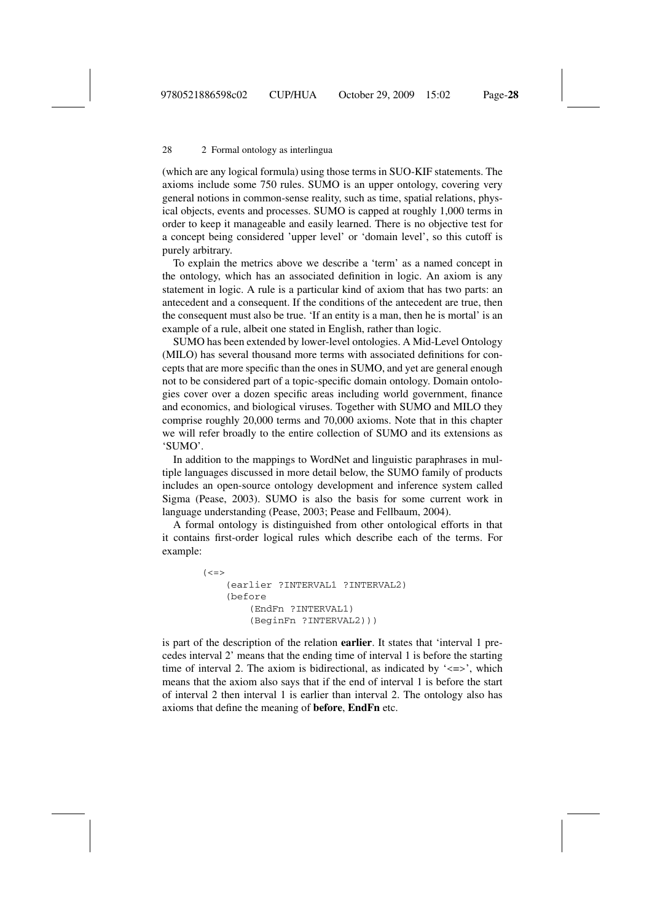(which are any logical formula) using those terms in SUO-KIF statements. The axioms include some 750 rules. SUMO is an upper ontology, covering very general notions in common-sense reality, such as time, spatial relations, physical objects, events and processes. SUMO is capped at roughly 1,000 terms in order to keep it manageable and easily learned. There is no objective test for a concept being considered 'upper level' or 'domain level', so this cutoff is purely arbitrary.

To explain the metrics above we describe a 'term' as a named concept in the ontology, which has an associated definition in logic. An axiom is any statement in logic. A rule is a particular kind of axiom that has two parts: an antecedent and a consequent. If the conditions of the antecedent are true, then the consequent must also be true. 'If an entity is a man, then he is mortal' is an example of a rule, albeit one stated in English, rather than logic.

SUMO has been extended by lower-level ontologies. A Mid-Level Ontology (MILO) has several thousand more terms with associated definitions for concepts that are more specific than the ones in SUMO, and yet are general enough not to be considered part of a topic-specific domain ontology. Domain ontologies cover over a dozen specific areas including world government, finance and economics, and biological viruses. Together with SUMO and MILO they comprise roughly 20,000 terms and 70,000 axioms. Note that in this chapter we will refer broadly to the entire collection of SUMO and its extensions as 'SUMO'.

In addition to the mappings to WordNet and linguistic paraphrases in multiple languages discussed in more detail below, the SUMO family of products includes an open-source ontology development and inference system called Sigma (Pease, 2003). SUMO is also the basis for some current work in language understanding (Pease, 2003; Pease and Fellbaum, 2004).

A formal ontology is distinguished from other ontological efforts in that it contains first-order logical rules which describe each of the terms. For example:

```
(<=>
    (earlier ?INTERVAL1 ?INTERVAL2)
    (before
        (EndFn ?INTERVAL1)
        (BeginFn ?INTERVAL2)))
```

is part of the description of the relation **earlier**. It states that 'interval 1 precedes interval 2' means that the ending time of interval 1 is before the starting time of interval 2. The axiom is bidirectional, as indicated by '<=>', which means that the axiom also says that if the end of interval 1 is before the start of interval 2 then interval 1 is earlier than interval 2. The ontology also has axioms that define the meaning of **before**, **EndFn** etc.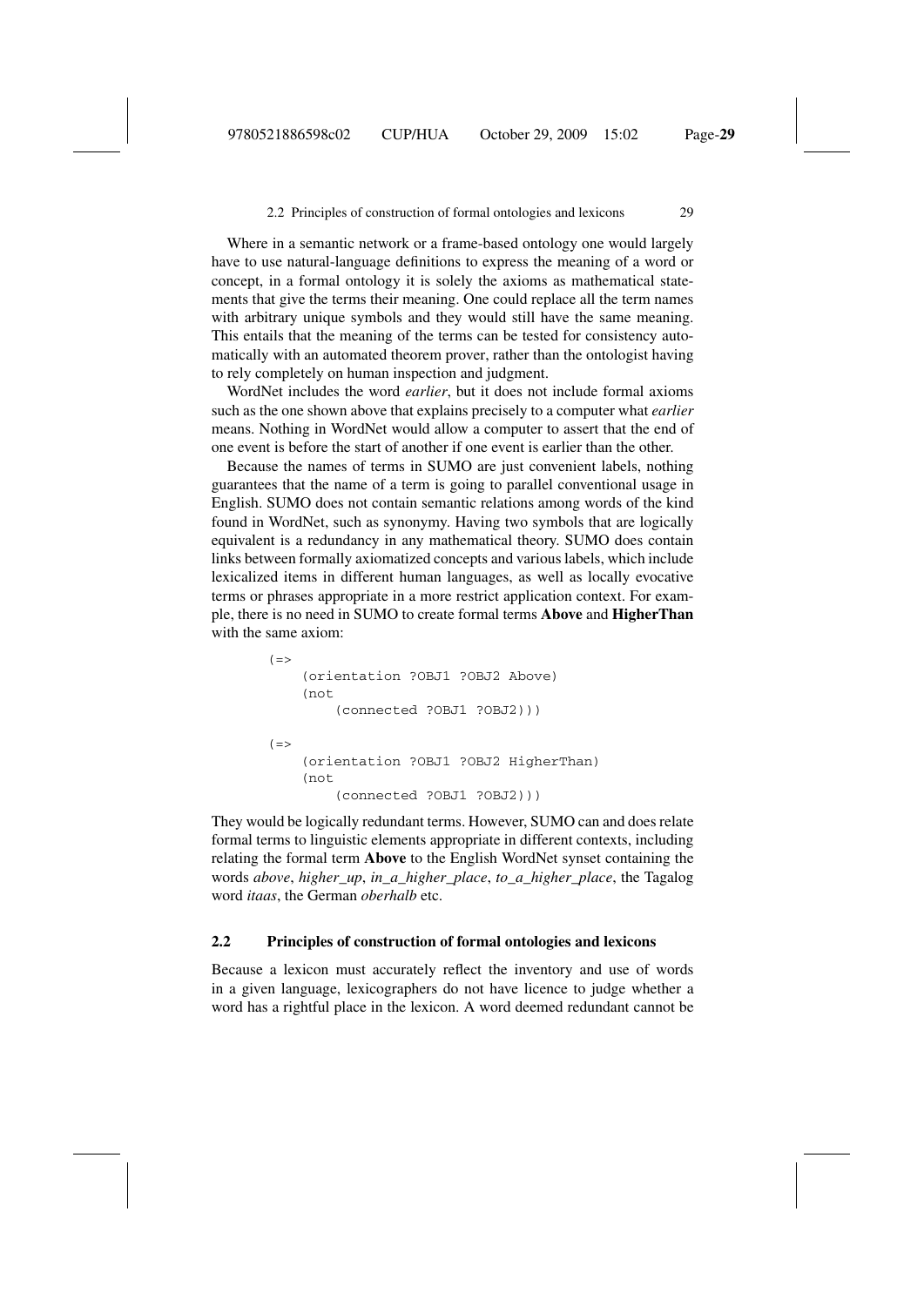Where in a semantic network or a frame-based ontology one would largely have to use natural-language definitions to express the meaning of a word or concept, in a formal ontology it is solely the axioms as mathematical statements that give the terms their meaning. One could replace all the term names with arbitrary unique symbols and they would still have the same meaning. This entails that the meaning of the terms can be tested for consistency automatically with an automated theorem prover, rather than the ontologist having to rely completely on human inspection and judgment.

WordNet includes the word *earlier*, but it does not include formal axioms such as the one shown above that explains precisely to a computer what *earlier* means. Nothing in WordNet would allow a computer to assert that the end of one event is before the start of another if one event is earlier than the other.

Because the names of terms in SUMO are just convenient labels, nothing guarantees that the name of a term is going to parallel conventional usage in English. SUMO does not contain semantic relations among words of the kind found in WordNet, such as synonymy. Having two symbols that are logically equivalent is a redundancy in any mathematical theory. SUMO does contain links between formally axiomatized concepts and various labels, which include lexicalized items in different human languages, as well as locally evocative terms or phrases appropriate in a more restrict application context. For example, there is no need in SUMO to create formal terms **Above** and **HigherThan** with the same axiom:

```
(=>
    (orientation ?OBJ1 ?OBJ2 Above)
    (not
        (connected ?OBJ1 ?OBJ2)))

(=>
    (orientation ?OBJ1 ?OBJ2 HigherThan)
    (not
        (connected ?OBJ1 ?OBJ2)))
```

They would be logically redundant terms. However, SUMO can and does relate formal terms to linguistic elements appropriate in different contexts, including relating the formal term **Above** to the English WordNet synset containing the words *above*, *higher_up*, *in_a_higher_place*, *to_a_higher_place*, the Tagalog word *itaas*, the German *oberhalb* etc.

## 2.2 Principles of construction of formal ontologies and lexicons

Because a lexicon must accurately reflect the inventory and use of words in a given language, lexicographers do not have licence to judge whether a word has a rightful place in the lexicon. A word deemed redundant cannot be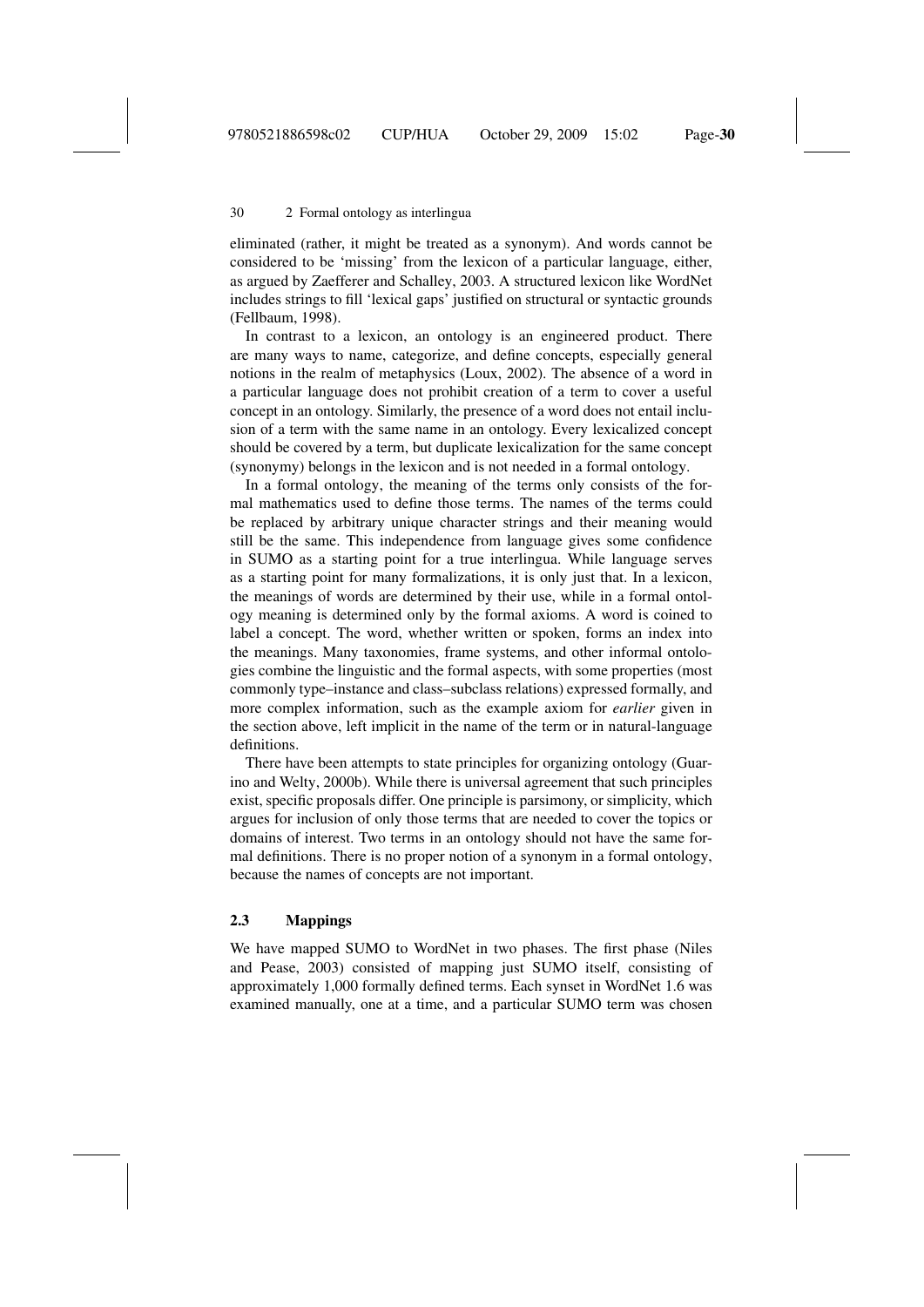eliminated (rather, it might be treated as a synonym). And words cannot be considered to be 'missing' from the lexicon of a particular language, either, as argued by Zaefferer and Schalley, 2003. A structured lexicon like WordNet includes strings to fill 'lexical gaps' justified on structural or syntactic grounds (Fellbaum, 1998).

In contrast to a lexicon, an ontology is an engineered product. There are many ways to name, categorize, and define concepts, especially general notions in the realm of metaphysics (Loux, 2002). The absence of a word in a particular language does not prohibit creation of a term to cover a useful concept in an ontology. Similarly, the presence of a word does not entail inclusion of a term with the same name in an ontology. Every lexicalized concept should be covered by a term, but duplicate lexicalization for the same concept (synonymy) belongs in the lexicon and is not needed in a formal ontology.

In a formal ontology, the meaning of the terms only consists of the formal mathematics used to define those terms. The names of the terms could be replaced by arbitrary unique character strings and their meaning would still be the same. This independence from language gives some confidence in SUMO as a starting point for a true interlingua. While language serves as a starting point for many formalizations, it is only just that. In a lexicon, the meanings of words are determined by their use, while in a formal ontology meaning is determined only by the formal axioms. A word is coined to label a concept. The word, whether written or spoken, forms an index into the meanings. Many taxonomies, frame systems, and other informal ontologies combine the linguistic and the formal aspects, with some properties (most commonly type–instance and class–subclass relations) expressed formally, and more complex information, such as the example axiom for *earlier* given in the section above, left implicit in the name of the term or in natural-language definitions.

There have been attempts to state principles for organizing ontology (Guarino and Welty, 2000b). While there is universal agreement that such principles exist, specific proposals differ. One principle is parsimony, or simplicity, which argues for inclusion of only those terms that are needed to cover the topics or domains of interest. Two terms in an ontology should not have the same formal definitions. There is no proper notion of a synonym in a formal ontology, because the names of concepts are not important.

## 2.3 Mappings

We have mapped SUMO to WordNet in two phases. The first phase (Niles and Pease, 2003) consisted of mapping just SUMO itself, consisting of approximately 1,000 formally defined terms. Each synset in WordNet 1.6 was examined manually, one at a time, and a particular SUMO term was chosen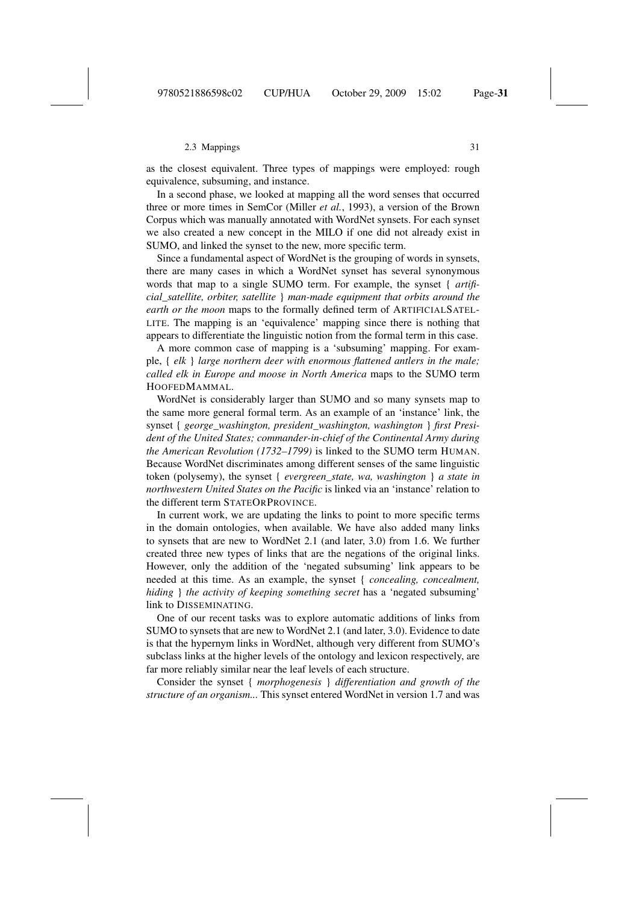as the closest equivalent. Three types of mappings were employed: rough equivalence, subsuming, and instance.

In a second phase, we looked at mapping all the word senses that occurred three or more times in SemCor (Miller *et al.*, 1993), a version of the Brown Corpus which was manually annotated with WordNet synsets. For each synset we also created a new concept in the MILO if one did not already exist in SUMO, and linked the synset to the new, more specific term.

Since a fundamental aspect of WordNet is the grouping of words in synsets, there are many cases in which a WordNet synset has several synonymous words that map to a single SUMO term. For example, the synset { *artificial_satellite, orbiter, satellite* } *man-made equipment that orbits around the earth or the moon* maps to the formally defined term of ArtificialSatellite. The mapping is an 'equivalence' mapping since there is nothing that appears to differentiate the linguistic notion from the formal term in this case.

A more common case of mapping is a 'subsuming' mapping. For example, { *elk* } *large northern deer with enormous flattened antlers in the male; called elk in Europe and moose in North America* maps to the SUMO term HoofedMammal.

WordNet is considerably larger than SUMO and so many synsets map to the same more general formal term. As an example of an 'instance' link, the synset { *george_washington, president_washington, washington* } *first President of the United States; commander-in-chief of the Continental Army during the American Revolution (1732–1799)* is linked to the SUMO term Human. Because WordNet discriminates among different senses of the same linguistic token (polysemy), the synset { *evergreen_state, wa, washington* } *a state in northwestern United States on the Pacific* is linked via an 'instance' relation to the different term StateOrProvince.

In current work, we are updating the links to point to more specific terms in the domain ontologies, when available. We have also added many links to synsets that are new to WordNet 2.1 (and later, 3.0) from 1.6. We further created three new types of links that are the negations of the original links. However, only the addition of the 'negated subsuming' link appears to be needed at this time. As an example, the synset { *concealing, concealment, hiding* } *the activity of keeping something secret* has a 'negated subsuming' link to Disseminating.

One of our recent tasks was to explore automatic additions of links from SUMO to synsets that are new to WordNet 2.1 (and later, 3.0). Evidence to date is that the hypernym links in WordNet, although very different from SUMO's subclass links at the higher levels of the ontology and lexicon respectively, are far more reliably similar near the leaf levels of each structure.

Consider the synset { *morphogenesis* } *differentiation and growth of the structure of an organism...* This synset entered WordNet in version 1.7 and was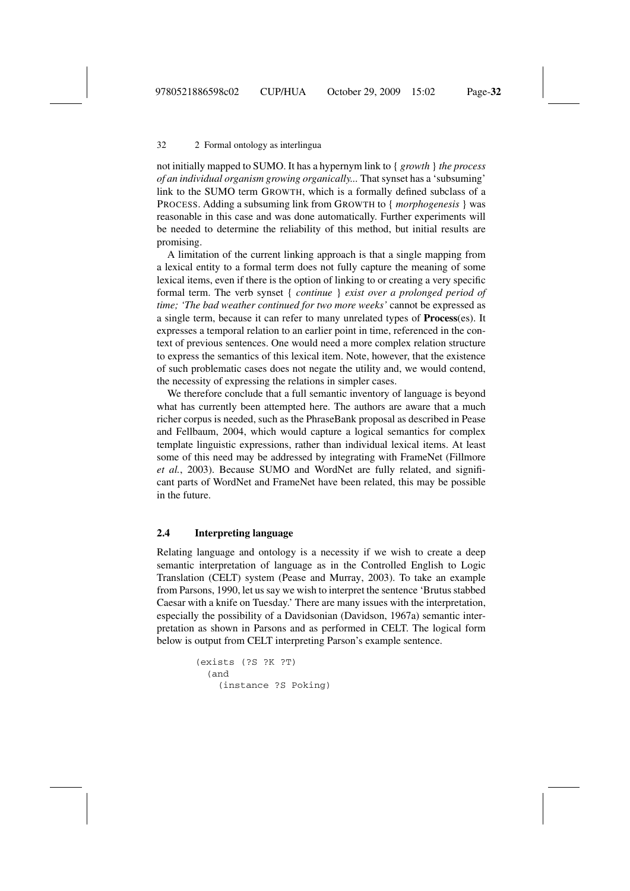not initially mapped to SUMO. It has a hypernym link to { *growth* } *the process of an individual organism growing organically...* That synset has a 'subsuming' link to the SUMO term GROWTH, which is a formally defined subclass of a PROCESS. Adding a subsuming link from GROWTH to { *morphogenesis* } was reasonable in this case and was done automatically. Further experiments will be needed to determine the reliability of this method, but initial results are promising.

A limitation of the current linking approach is that a single mapping from a lexical entity to a formal term does not fully capture the meaning of some lexical items, even if there is the option of linking to or creating a very specific formal term. The verb synset { *continue* } *exist over a prolonged period of time; 'The bad weather continued for two more weeks'* cannot be expressed as a single term, because it can refer to many unrelated types of **Process**(es). It expresses a temporal relation to an earlier point in time, referenced in the context of previous sentences. One would need a more complex relation structure to express the semantics of this lexical item. Note, however, that the existence of such problematic cases does not negate the utility and, we would contend, the necessity of expressing the relations in simpler cases.

We therefore conclude that a full semantic inventory of language is beyond what has currently been attempted here. The authors are aware that a much richer corpus is needed, such as the PhraseBank proposal as described in Pease and Fellbaum, 2004, which would capture a logical semantics for complex template linguistic expressions, rather than individual lexical items. At least some of this need may be addressed by integrating with FrameNet (Fillmore *et al.*, 2003). Because SUMO and WordNet are fully related, and significant parts of WordNet and FrameNet have been related, this may be possible in the future.

## 2.4 Interpreting language

Relating language and ontology is a necessity if we wish to create a deep semantic interpretation of language as in the Controlled English to Logic Translation (CELT) system (Pease and Murray, 2003). To take an example from Parsons, 1990, let us say we wish to interpret the sentence 'Brutus stabbed Caesar with a knife on Tuesday.' There are many issues with the interpretation, especially the possibility of a Davidsonian (Davidson, 1967a) semantic interpretation as shown in Parsons and as performed in CELT. The logical form below is output from CELT interpreting Parson's example sentence.

```
(exists (?S ?K ?T)
  (and
    (instance ?S Poking)
```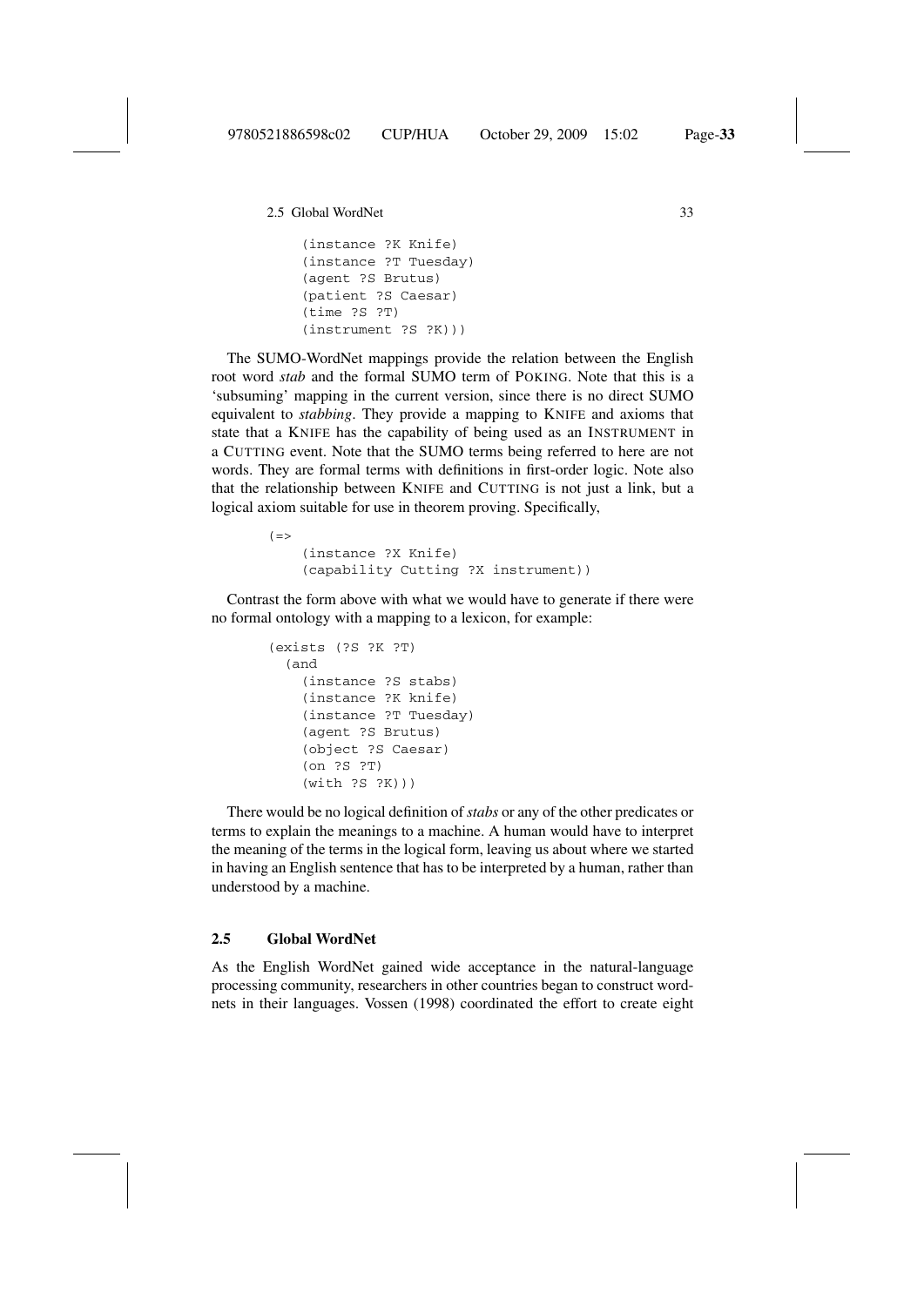```
    (instance ?K Knife)
    (instance ?T Tuesday)
    (agent ?S Brutus)
    (patient ?S Caesar)
    (time ?S ?T)
    (instrument ?S ?K)))
```

The SUMO-WordNet mappings provide the relation between the English root word *stab* and the formal SUMO term of POKING. Note that this is a 'subsuming' mapping in the current version, since there is no direct SUMO equivalent to *stabbing*. They provide a mapping to KNIFE and axioms that state that a KNIFE has the capability of being used as an INSTRUMENT in a CUTTING event. Note that the SUMO terms being referred to here are not words. They are formal terms with definitions in first-order logic. Note also that the relationship between KNIFE and CUTTING is not just a link, but a logical axiom suitable for use in theorem proving. Specifically,

```
(=>
    (instance ?X Knife)
    (capability Cutting ?X instrument))
```

Contrast the form above with what we would have to generate if there were no formal ontology with a mapping to a lexicon, for example:

```
(exists (?S ?K ?T)
  (and
    (instance ?S stabs)
    (instance ?K knife)
    (instance ?T Tuesday)
    (agent ?S Brutus)
    (object ?S Caesar)
    (on ?S ?T)
    (with ?S ?K)))
```

There would be no logical definition of *stabs* or any of the other predicates or terms to explain the meanings to a machine. A human would have to interpret the meaning of the terms in the logical form, leaving us about where we started in having an English sentence that has to be interpreted by a human, rather than understood by a machine.

## 2.5 Global WordNet

As the English WordNet gained wide acceptance in the natural-language processing community, researchers in other countries began to construct wordnets in their languages. Vossen (1998) coordinated the effort to create eight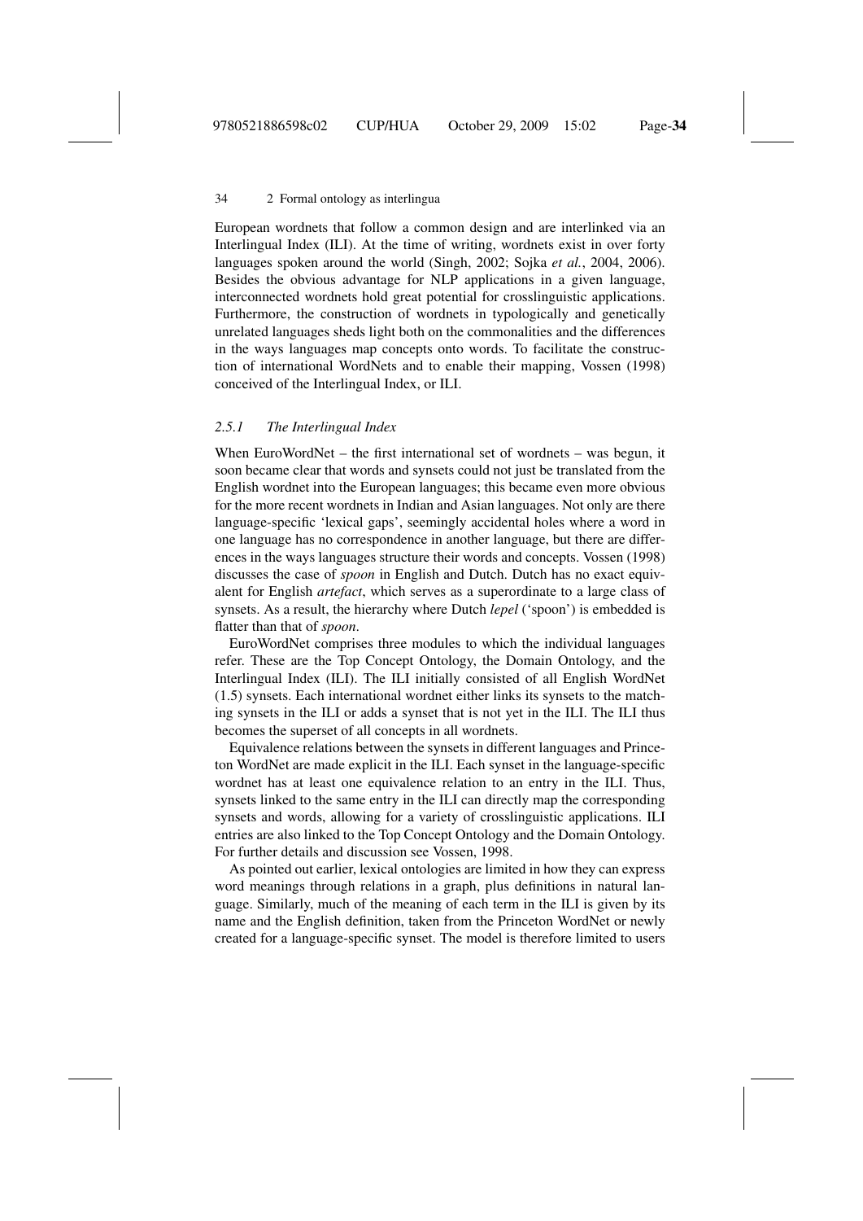European wordnets that follow a common design and are interlinked via an Interlingual Index (ILI). At the time of writing, wordnets exist in over forty languages spoken around the world (Singh, 2002; Sojka *et al.*, 2004, 2006). Besides the obvious advantage for NLP applications in a given language, interconnected wordnets hold great potential for crosslinguistic applications. Furthermore, the construction of wordnets in typologically and genetically unrelated languages sheds light both on the commonalities and the differences in the ways languages map concepts onto words. To facilitate the construction of international WordNets and to enable their mapping, Vossen (1998) conceived of the Interlingual Index, or ILI.

### *2.5.1 The Interlingual Index*

When EuroWordNet – the first international set of wordnets – was begun, it soon became clear that words and synsets could not just be translated from the English wordnet into the European languages; this became even more obvious for the more recent wordnets in Indian and Asian languages. Not only are there language-specific 'lexical gaps', seemingly accidental holes where a word in one language has no correspondence in another language, but there are differences in the ways languages structure their words and concepts. Vossen (1998) discusses the case of *spoon* in English and Dutch. Dutch has no exact equivalent for English *artefact*, which serves as a superordinate to a large class of synsets. As a result, the hierarchy where Dutch *lepel* ('spoon') is embedded is flatter than that of *spoon*.

EuroWordNet comprises three modules to which the individual languages refer. These are the Top Concept Ontology, the Domain Ontology, and the Interlingual Index (ILI). The ILI initially consisted of all English WordNet (1.5) synsets. Each international wordnet either links its synsets to the matching synsets in the ILI or adds a synset that is not yet in the ILI. The ILI thus becomes the superset of all concepts in all wordnets.

Equivalence relations between the synsets in different languages and Princeton WordNet are made explicit in the ILI. Each synset in the language-specific wordnet has at least one equivalence relation to an entry in the ILI. Thus, synsets linked to the same entry in the ILI can directly map the corresponding synsets and words, allowing for a variety of crosslinguistic applications. ILI entries are also linked to the Top Concept Ontology and the Domain Ontology. For further details and discussion see Vossen, 1998.

As pointed out earlier, lexical ontologies are limited in how they can express word meanings through relations in a graph, plus definitions in natural language. Similarly, much of the meaning of each term in the ILI is given by its name and the English definition, taken from the Princeton WordNet or newly created for a language-specific synset. The model is therefore limited to users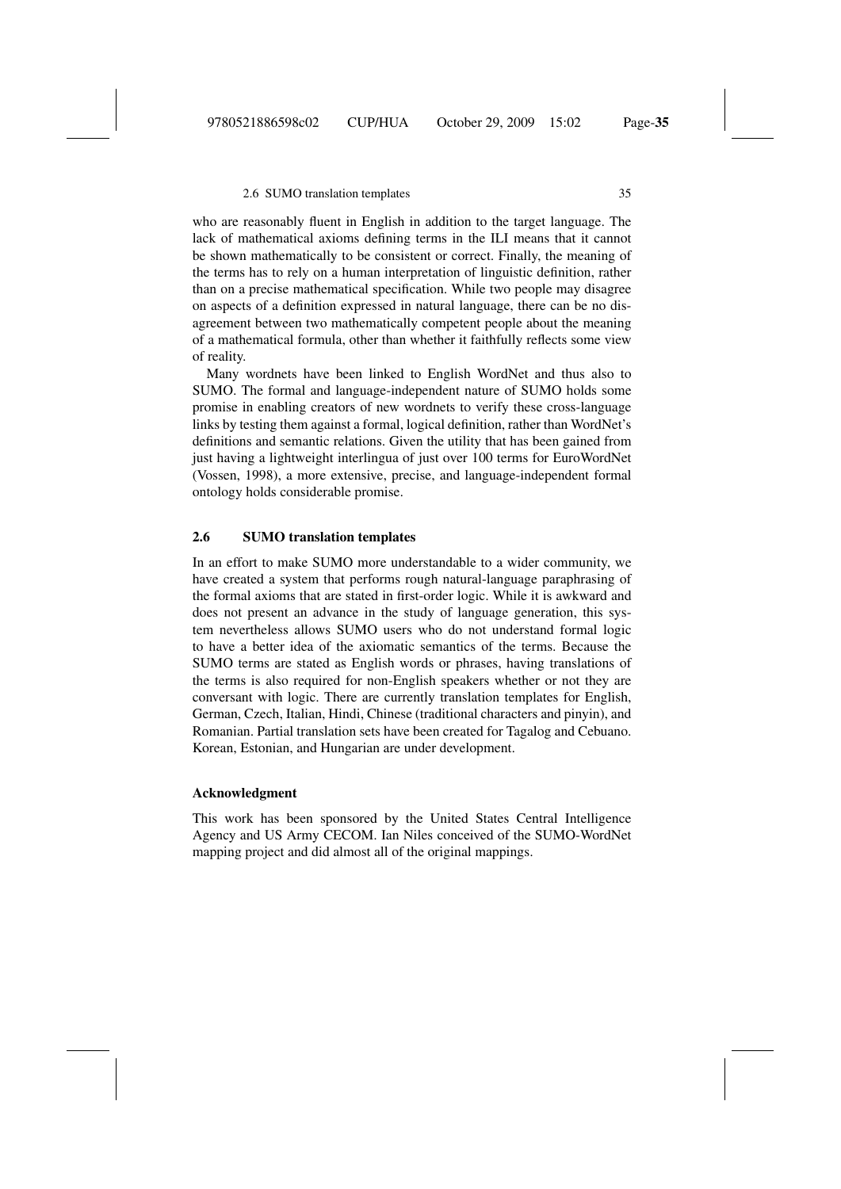who are reasonably fluent in English in addition to the target language. The lack of mathematical axioms defining terms in the ILI means that it cannot be shown mathematically to be consistent or correct. Finally, the meaning of the terms has to rely on a human interpretation of linguistic definition, rather than on a precise mathematical specification. While two people may disagree on aspects of a definition expressed in natural language, there can be no disagreement between two mathematically competent people about the meaning of a mathematical formula, other than whether it faithfully reflects some view of reality.

Many wordnets have been linked to English WordNet and thus also to SUMO. The formal and language-independent nature of SUMO holds some promise in enabling creators of new wordnets to verify these cross-language links by testing them against a formal, logical definition, rather than WordNet's definitions and semantic relations. Given the utility that has been gained from just having a lightweight interlingua of just over 100 terms for EuroWordNet (Vossen, 1998), a more extensive, precise, and language-independent formal ontology holds considerable promise.

## 2.6 SUMO translation templates

In an effort to make SUMO more understandable to a wider community, we have created a system that performs rough natural-language paraphrasing of the formal axioms that are stated in first-order logic. While it is awkward and does not present an advance in the study of language generation, this system nevertheless allows SUMO users who do not understand formal logic to have a better idea of the axiomatic semantics of the terms. Because the SUMO terms are stated as English words or phrases, having translations of the terms is also required for non-English speakers whether or not they are conversant with logic. There are currently translation templates for English, German, Czech, Italian, Hindi, Chinese (traditional characters and pinyin), and Romanian. Partial translation sets have been created for Tagalog and Cebuano. Korean, Estonian, and Hungarian are under development.

### Acknowledgment

This work has been sponsored by the United States Central Intelligence Agency and US Army CECOM. Ian Niles conceived of the SUMO-WordNet mapping project and did almost all of the original mappings.